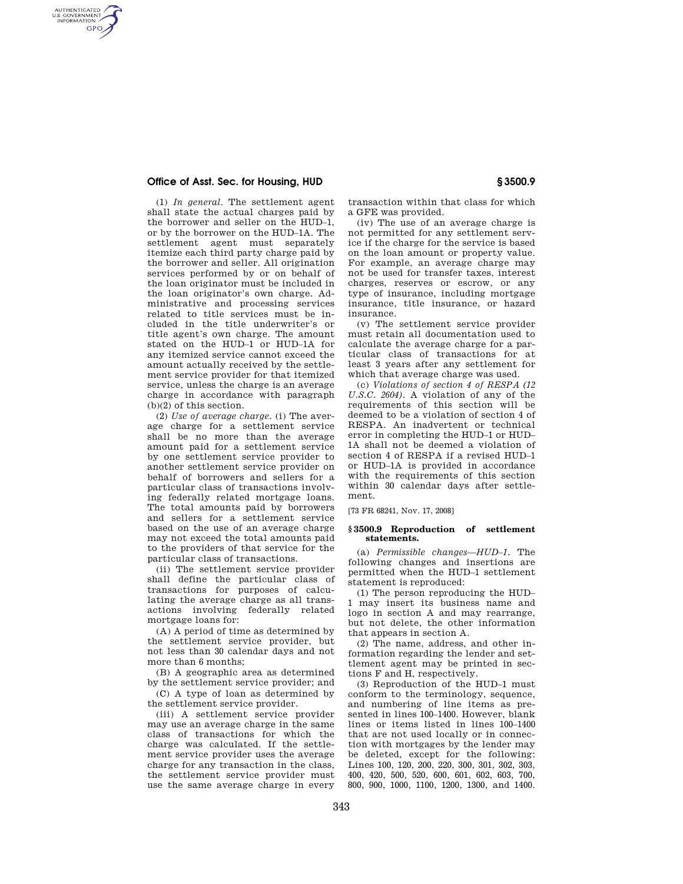(1) *In general.* The settlement agent shall state the actual charges paid by the borrower and seller on the HUD–1, or by the borrower on the HUD–1A. The settlement agent must separately itemize each third party charge paid by the borrower and seller. All origination services performed by or on behalf of the loan originator must be included in the loan originator's own charge. Administrative and processing services related to title services must be included in the title underwriter's or title agent's own charge. The amount stated on the HUD–1 or HUD–1A for any itemized service cannot exceed the amount actually received by the settlement service provider for that itemized service, unless the charge is an average charge in accordance with paragraph (b)(2) of this section.

(2) *Use of average charge.* (i) The average charge for a settlement service shall be no more than the average amount paid for a settlement service by one settlement service provider to another settlement service provider on behalf of borrowers and sellers for a particular class of transactions involving federally related mortgage loans. The total amounts paid by borrowers and sellers for a settlement service based on the use of an average charge may not exceed the total amounts paid to the providers of that service for the particular class of transactions.

(ii) The settlement service provider shall define the particular class of transactions for purposes of calculating the average charge as all transactions involving federally related mortgage loans for:

(A) A period of time as determined by the settlement service provider, but not less than 30 calendar days and not more than 6 months;

(B) A geographic area as determined by the settlement service provider; and

(C) A type of loan as determined by the settlement service provider.

(iii) A settlement service provider may use an average charge in the same class of transactions for which the charge was calculated. If the settlement service provider uses the average charge for any transaction in the class, the settlement service provider must use the same average charge in every transaction within that class for which a GFE was provided.

(iv) The use of an average charge is not permitted for any settlement service if the charge for the service is based on the loan amount or property value. For example, an average charge may not be used for transfer taxes, interest charges, reserves or escrow, or any type of insurance, including mortgage insurance, title insurance, or hazard insurance.

(v) The settlement service provider must retain all documentation used to calculate the average charge for a particular class of transactions for at least 3 years after any settlement for which that average charge was used.

(c) *Violations of section 4 of RESPA (12 U.S.C. 2604).* A violation of any of the requirements of this section will be deemed to be a violation of section 4 of RESPA. An inadvertent or technical error in completing the HUD–1 or HUD–1A shall not be deemed a violation of section 4 of RESPA if a revised HUD–1 or HUD–1A is provided in accordance with the requirements of this section within 30 calendar days after settlement.

[73 FR 68241, Nov. 17, 2008]

### § 3500.9 Reproduction of settlement statements.

(a) *Permissible changes—HUD–1.* The following changes and insertions are permitted when the HUD–1 settlement statement is reproduced:

(1) The person reproducing the HUD–1 may insert its business name and logo in section A and may rearrange, but not delete, the other information that appears in section A.

(2) The name, address, and other information regarding the lender and settlement agent may be printed in sections F and H, respectively.

(3) Reproduction of the HUD–1 must conform to the terminology, sequence, and numbering of line items as presented in lines 100–1400. However, blank lines or items listed in lines 100–1400 that are not used locally or in connection with mortgages by the lender may be deleted, except for the following: Lines 100, 120, 200, 220, 300, 301, 302, 303, 400, 420, 500, 520, 600, 601, 602, 603, 700, 800, 900, 1000, 1100, 1200, 1300, and 1400.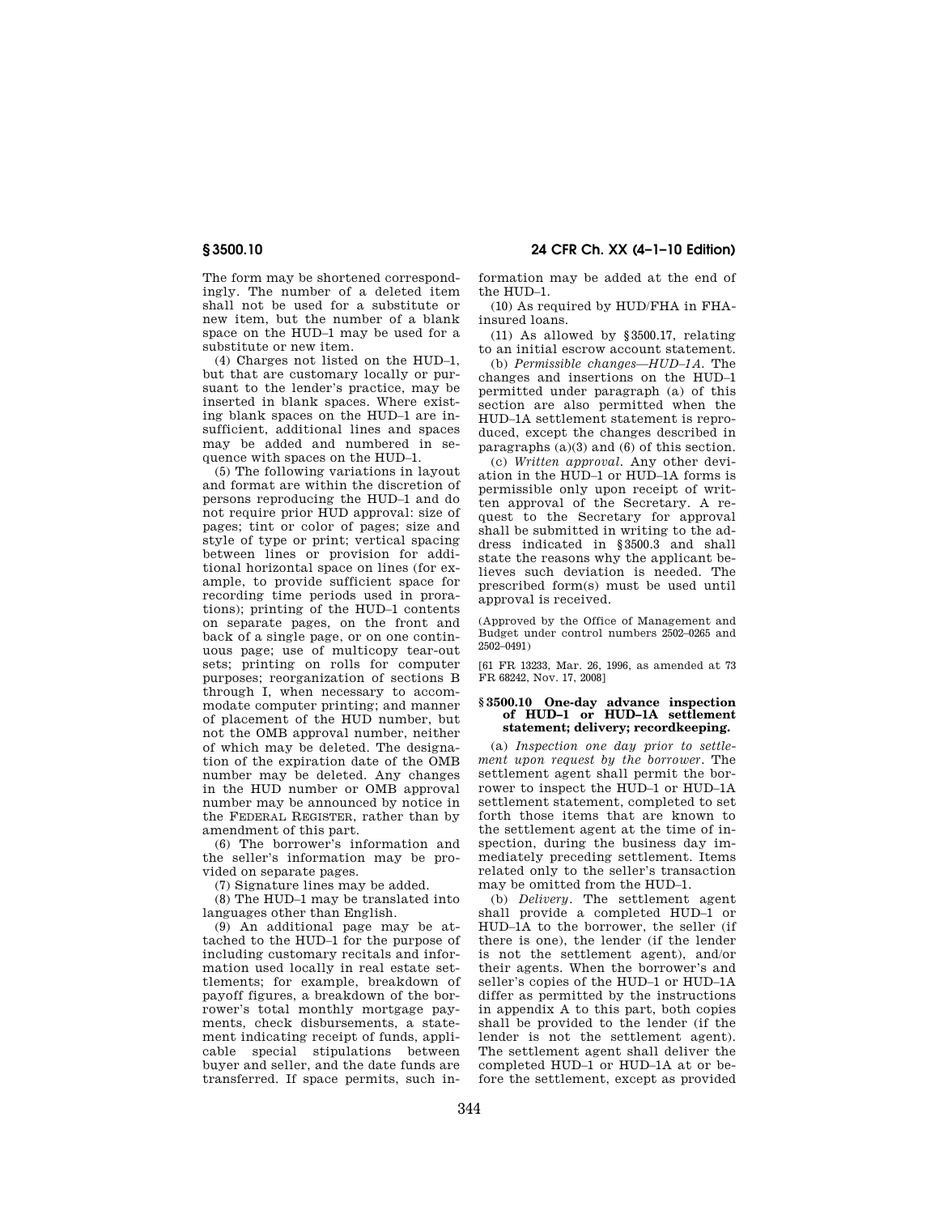The form may be shortened correspondingly. The number of a deleted item shall not be used for a substitute or new item, but the number of a blank space on the HUD–1 may be used for a substitute or new item.

(4) Charges not listed on the HUD–1, but that are customary locally or pursuant to the lender's practice, may be inserted in blank spaces. Where existing blank spaces on the HUD–1 are insufficient, additional lines and spaces may be added and numbered in sequence with spaces on the HUD–1.

(5) The following variations in layout and format are within the discretion of persons reproducing the HUD–1 and do not require prior HUD approval: size of pages; tint or color of pages; size and style of type or print; vertical spacing between lines or provision for additional horizontal space on lines (for example, to provide sufficient space for recording time periods used in prorations); printing of the HUD–1 contents on separate pages, on the front and back of a single page, or on one continuous page; use of multicopy tear-out sets; printing on rolls for computer purposes; reorganization of sections B through I, when necessary to accommodate computer printing; and manner of placement of the HUD number, but not the OMB approval number, neither of which may be deleted. The designation of the expiration date of the OMB number may be deleted. Any changes in the HUD number or OMB approval number may be announced by notice in the FEDERAL REGISTER, rather than by amendment of this part.

(6) The borrower's information and the seller's information may be provided on separate pages.

(7) Signature lines may be added.

(8) The HUD–1 may be translated into languages other than English.

(9) An additional page may be attached to the HUD–1 for the purpose of including customary recitals and information used locally in real estate settlements; for example, breakdown of payoff figures, a breakdown of the borrower's total monthly mortgage payments, check disbursements, a statement indicating receipt of funds, applicable special stipulations between buyer and seller, and the date funds are transferred. If space permits, such information may be added at the end of the HUD–1.

(10) As required by HUD/FHA in FHA-insured loans.

(11) As allowed by §3500.17, relating to an initial escrow account statement.

(b) *Permissible changes—HUD–1A.* The changes and insertions on the HUD–1 permitted under paragraph (a) of this section are also permitted when the HUD–1A settlement statement is reproduced, except the changes described in paragraphs (a)(3) and (6) of this section.

(c) *Written approval.* Any other deviation in the HUD–1 or HUD–1A forms is permissible only upon receipt of written approval of the Secretary. A request to the Secretary for approval shall be submitted in writing to the address indicated in §3500.3 and shall state the reasons why the applicant believes such deviation is needed. The prescribed form(s) must be used until approval is received.

(Approved by the Office of Management and Budget under control numbers 2502–0265 and 2502–0491)

[61 FR 13233, Mar. 26, 1996, as amended at 73 FR 68242, Nov. 17, 2008]

### §3500.10 One-day advance inspection of HUD–1 or HUD–1A settlement statement; delivery; recordkeeping.

(a) *Inspection one day prior to settlement upon request by the borrower.* The settlement agent shall permit the borrower to inspect the HUD–1 or HUD–1A settlement statement, completed to set forth those items that are known to the settlement agent at the time of inspection, during the business day immediately preceding settlement. Items related only to the seller's transaction may be omitted from the HUD–1.

(b) *Delivery.* The settlement agent shall provide a completed HUD–1 or HUD–1A to the borrower, the seller (if there is one), the lender (if the lender is not the settlement agent), and/or their agents. When the borrower's and seller's copies of the HUD–1 or HUD–1A differ as permitted by the instructions in appendix A to this part, both copies shall be provided to the lender (if the lender is not the settlement agent). The settlement agent shall deliver the completed HUD–1 or HUD–1A at or before the settlement, except as provided